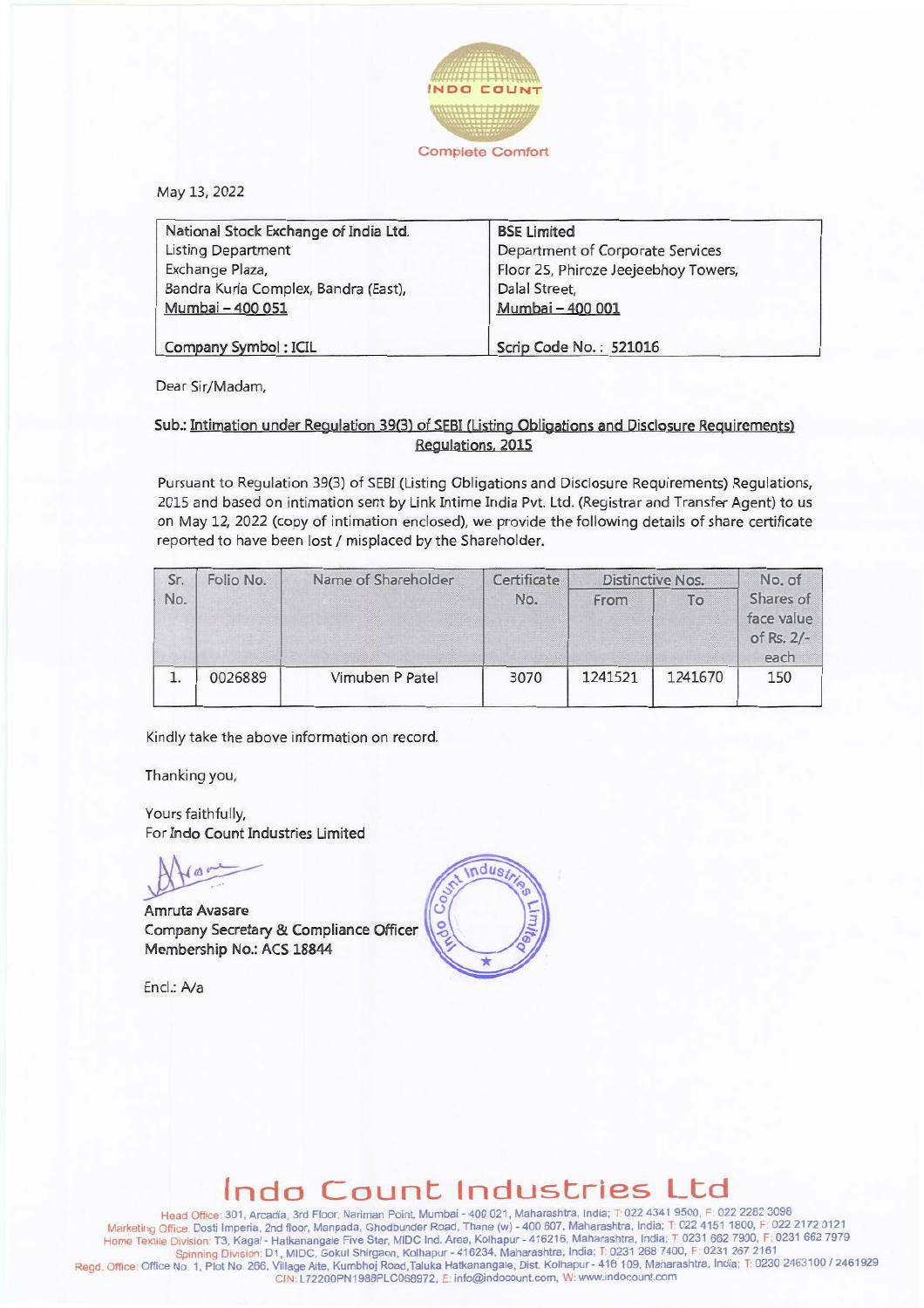INDO COUNT

Complete Comfort

May 13, 2022

| National Stock Exchange of India Ltd. | BSE Limited |
|---|---|
| Listing Department | Department of Corporate Services |
| Exchange Plaza, | Floor 25, Phiroze Jeejeebhoy Towers, |
| Bandra Kurla Complex, Bandra (East), | Dalal Street, |
| Mumbai – 400 051 | Mumbai – 400 001 |
| Company Symbol : ICIL | Scrip Code No. : 521016 |

Dear Sir/Madam,

**Sub.: Intimation under Regulation 39(3) of SEBI (Listing Obligations and Disclosure Requirements) Regulations, 2015**

Pursuant to Regulation 39(3) of SEBI (Listing Obligations and Disclosure Requirements) Regulations, 2015 and based on intimation sent by Link Intime India Pvt. Ltd. (Registrar and Transfer Agent) to us on May 12, 2022 (copy of intimation enclosed), we provide the following details of share certificate reported to have been lost / misplaced by the Shareholder.

| Sr. No. | Folio No. | Name of Shareholder | Certificate No. | Distinctive Nos. | | No. of Shares of face value of Rs. 2/- each |
|---|---|---|---|---|---|---|
| | | | | From | To | |
| 1. | 0026889 | Vimuben P Patel | 3070 | 1241521 | 1241670 | 150 |

Kindly take the above information on record.

Thanking you,

Yours faithfully,
For Indo Count Industries Limited

Amruta Avasare
Company Secretary & Compliance Officer
Membership No.: ACS 18844

Encl.: A/a

# Indo Count Industries Ltd

Head Office: 301, Arcadia, 3rd Floor, Nariman Point, Mumbai - 400 021, Maharashtra, India; T: 022 4341 9500, F: 022 2282 3098
Marketing Office: Dosti Imperia, 2nd floor, Manpada, Ghodbunder Road, Thane (w) - 400 607, Maharashtra, India; T: 022 4151 1800, F: 022 2172 0121
Home Textile Division: T3, Kagal - Hatkanangale Five Star, MIDC Ind. Area, Kolhapur - 416216, Maharashtra, India; T: 0231 662 7900, F: 0231 662 7979
Spinning Division: D1, MIDC, Gokul Shirgaon, Kolhapur - 416234, Maharashtra, India; T: 0231 268 7400, F: 0231 267 2161
Regd. Office: Office No. 1, Plot No. 266, Village Alte, Kumbhoj Road, Taluka Hatkanangale, Dist. Kolhapur - 416 109, Maharashtra, India; T: 0230 2463100 / 2461929
CIN: L72200PN1988PLC068972, E: info@indocount.com, W: www.indocount.com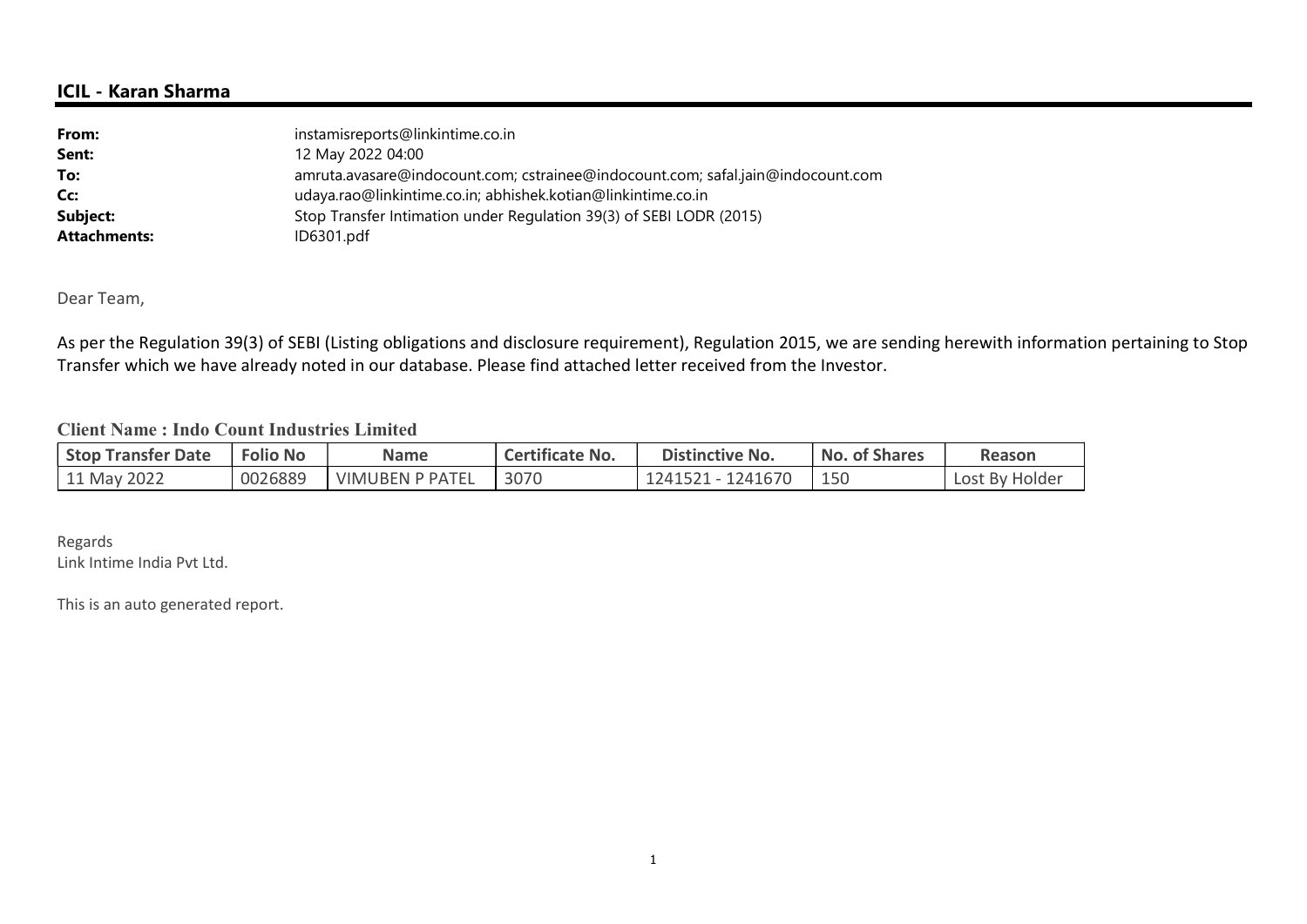## ICIL - Karan Sharma

| | |
|---|---|
| **From:** | instamisreports@linkintime.co.in |
| **Sent:** | 12 May 2022 04:00 |
| **To:** | amruta.avasare@indocount.com; cstrainee@indocount.com; safal.jain@indocount.com |
| **Cc:** | udaya.rao@linkintime.co.in; abhishek.kotian@linkintime.co.in |
| **Subject:** | Stop Transfer Intimation under Regulation 39(3) of SEBI LODR (2015) |
| **Attachments:** | ID6301.pdf |

Dear Team,

As per the Regulation 39(3) of SEBI (Listing obligations and disclosure requirement), Regulation 2015, we are sending herewith information pertaining to Stop Transfer which we have already noted in our database. Please find attached letter received from the Investor.

**Client Name : Indo Count Industries Limited**

| Stop Transfer Date | Folio No | Name | Certificate No. | Distinctive No. | No. of Shares | Reason |
|---|---|---|---|---|---|---|
| 11 May 2022 | 0026889 | VIMUBEN P PATEL | 3070 | 1241521 - 1241670 | 150 | Lost By Holder |

Regards
Link Intime India Pvt Ltd.

This is an auto generated report.